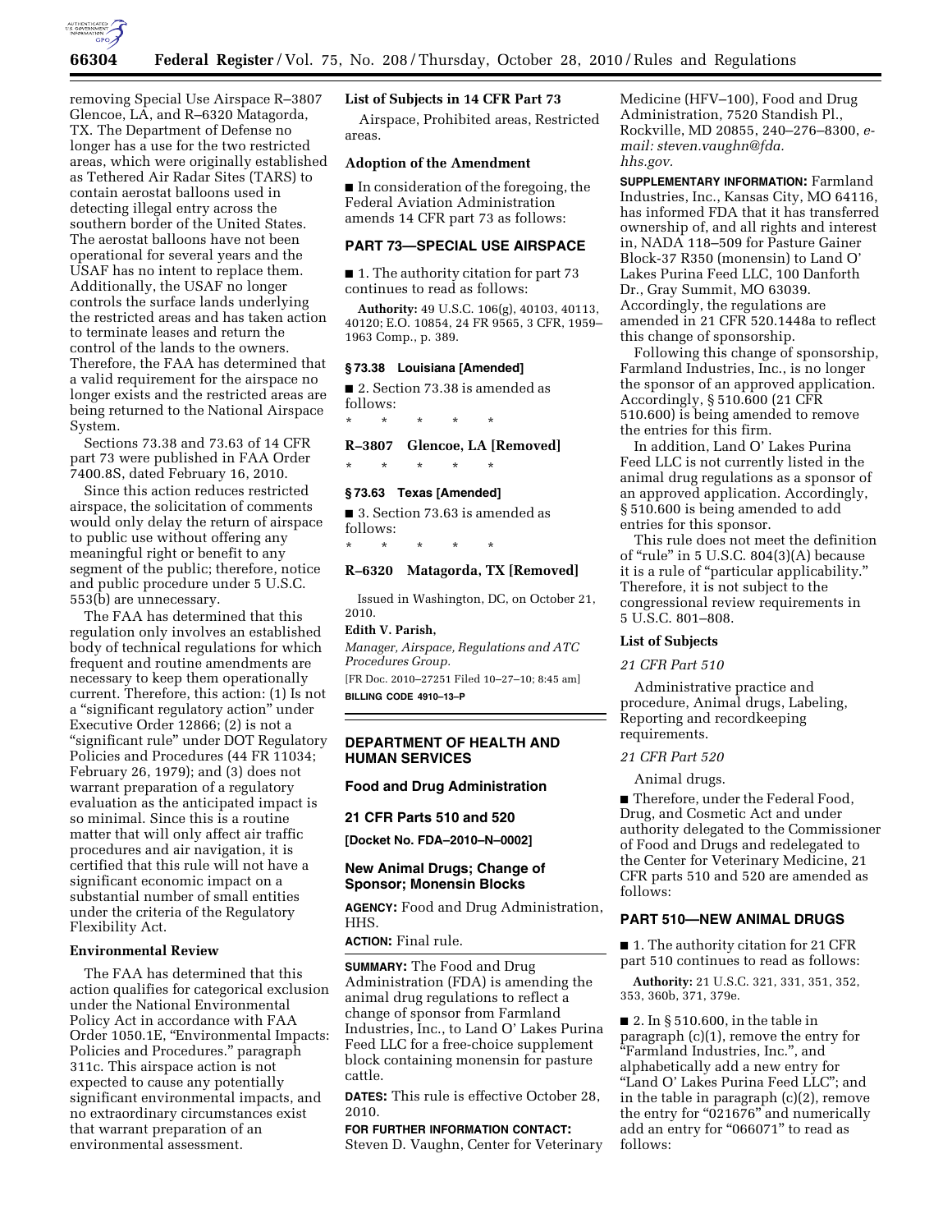removing Special Use Airspace R–3807 Glencoe, LA, and R–6320 Matagorda, TX. The Department of Defense no longer has a use for the two restricted areas, which were originally established as Tethered Air Radar Sites (TARS) to contain aerostat balloons used in detecting illegal entry across the southern border of the United States. The aerostat balloons have not been operational for several years and the USAF has no intent to replace them. Additionally, the USAF no longer controls the surface lands underlying the restricted areas and has taken action to terminate leases and return the control of the lands to the owners. Therefore, the FAA has determined that a valid requirement for the airspace no longer exists and the restricted areas are being returned to the National Airspace System.

Sections 73.38 and 73.63 of 14 CFR part 73 were published in FAA Order 7400.8S, dated February 16, 2010.

Since this action reduces restricted airspace, the solicitation of comments would only delay the return of airspace to public use without offering any meaningful right or benefit to any segment of the public; therefore, notice and public procedure under 5 U.S.C. 553(b) are unnecessary.

The FAA has determined that this regulation only involves an established body of technical regulations for which frequent and routine amendments are necessary to keep them operationally current. Therefore, this action: (1) Is not a "significant regulatory action" under Executive Order 12866; (2) is not a "significant rule" under DOT Regulatory Policies and Procedures (44 FR 11034; February 26, 1979); and (3) does not warrant preparation of a regulatory evaluation as the anticipated impact is so minimal. Since this is a routine matter that will only affect air traffic procedures and air navigation, it is certified that this rule will not have a significant economic impact on a substantial number of small entities under the criteria of the Regulatory Flexibility Act.

### Environmental Review

The FAA has determined that this action qualifies for categorical exclusion under the National Environmental Policy Act in accordance with FAA Order 1050.1E, "Environmental Impacts: Policies and Procedures." paragraph 311c. This airspace action is not expected to cause any potentially significant environmental impacts, and no extraordinary circumstances exist that warrant preparation of an environmental assessment.

### List of Subjects in 14 CFR Part 73

Airspace, Prohibited areas, Restricted areas.

### Adoption of the Amendment

■ In consideration of the foregoing, the Federal Aviation Administration amends 14 CFR part 73 as follows:

## PART 73—SPECIAL USE AIRSPACE

■ 1. The authority citation for part 73 continues to read as follows:

**Authority:** 49 U.S.C. 106(g), 40103, 40113, 40120; E.O. 10854, 24 FR 9565, 3 CFR, 1959–1963 Comp., p. 389.

### § 73.38 Louisiana [Amended]

■ 2. Section 73.38 is amended as follows:

\* \* \* \* \*

### R–3807 Glencoe, LA [Removed]

\* \* \* \* \*

### § 73.63 Texas [Amended]

■ 3. Section 73.63 is amended as follows:

\* \* \* \* \*

### R–6320 Matagorda, TX [Removed]

Issued in Washington, DC, on October 21, 2010.

**Edith V. Parish,**

*Manager, Airspace, Regulations and ATC Procedures Group.*

[FR Doc. 2010–27251 Filed 10–27–10; 8:45 am]

**BILLING CODE 4910–13–P**

## DEPARTMENT OF HEALTH AND HUMAN SERVICES

### Food and Drug Administration

### 21 CFR Parts 510 and 520

**[Docket No. FDA–2010–N–0002]**

## New Animal Drugs; Change of Sponsor; Monensin Blocks

**AGENCY:** Food and Drug Administration, HHS.

**ACTION:** Final rule.

**SUMMARY:** The Food and Drug Administration (FDA) is amending the animal drug regulations to reflect a change of sponsor from Farmland Industries, Inc., to Land O' Lakes Purina Feed LLC for a free-choice supplement block containing monensin for pasture cattle.

**DATES:** This rule is effective October 28, 2010.

**FOR FURTHER INFORMATION CONTACT:** Steven D. Vaughn, Center for Veterinary Medicine (HFV–100), Food and Drug Administration, 7520 Standish Pl., Rockville, MD 20855, 240–276–8300, *e-mail: steven.vaughn@fda.hhs.gov.*

**SUPPLEMENTARY INFORMATION:** Farmland Industries, Inc., Kansas City, MO 64116, has informed FDA that it has transferred ownership of, and all rights and interest in, NADA 118–509 for Pasture Gainer Block-37 R350 (monensin) to Land O' Lakes Purina Feed LLC, 100 Danforth Dr., Gray Summit, MO 63039. Accordingly, the regulations are amended in 21 CFR 520.1448a to reflect this change of sponsorship.

Following this change of sponsorship, Farmland Industries, Inc., is no longer the sponsor of an approved application. Accordingly, § 510.600 (21 CFR 510.600) is being amended to remove the entries for this firm.

In addition, Land O' Lakes Purina Feed LLC is not currently listed in the animal drug regulations as a sponsor of an approved application. Accordingly, § 510.600 is being amended to add entries for this sponsor.

This rule does not meet the definition of "rule" in 5 U.S.C. 804(3)(A) because it is a rule of "particular applicability." Therefore, it is not subject to the congressional review requirements in 5 U.S.C. 801–808.

### List of Subjects

*21 CFR Part 510*

Administrative practice and procedure, Animal drugs, Labeling, Reporting and recordkeeping requirements.

*21 CFR Part 520*

Animal drugs.

■ Therefore, under the Federal Food, Drug, and Cosmetic Act and under authority delegated to the Commissioner of Food and Drugs and redelegated to the Center for Veterinary Medicine, 21 CFR parts 510 and 520 are amended as follows:

## PART 510—NEW ANIMAL DRUGS

■ 1. The authority citation for 21 CFR part 510 continues to read as follows:

**Authority:** 21 U.S.C. 321, 331, 351, 352, 353, 360b, 371, 379e.

■ 2. In § 510.600, in the table in paragraph (c)(1), remove the entry for "Farmland Industries, Inc.", and alphabetically add a new entry for "Land O' Lakes Purina Feed LLC"; and in the table in paragraph (c)(2), remove the entry for "021676" and numerically add an entry for "066071" to read as follows: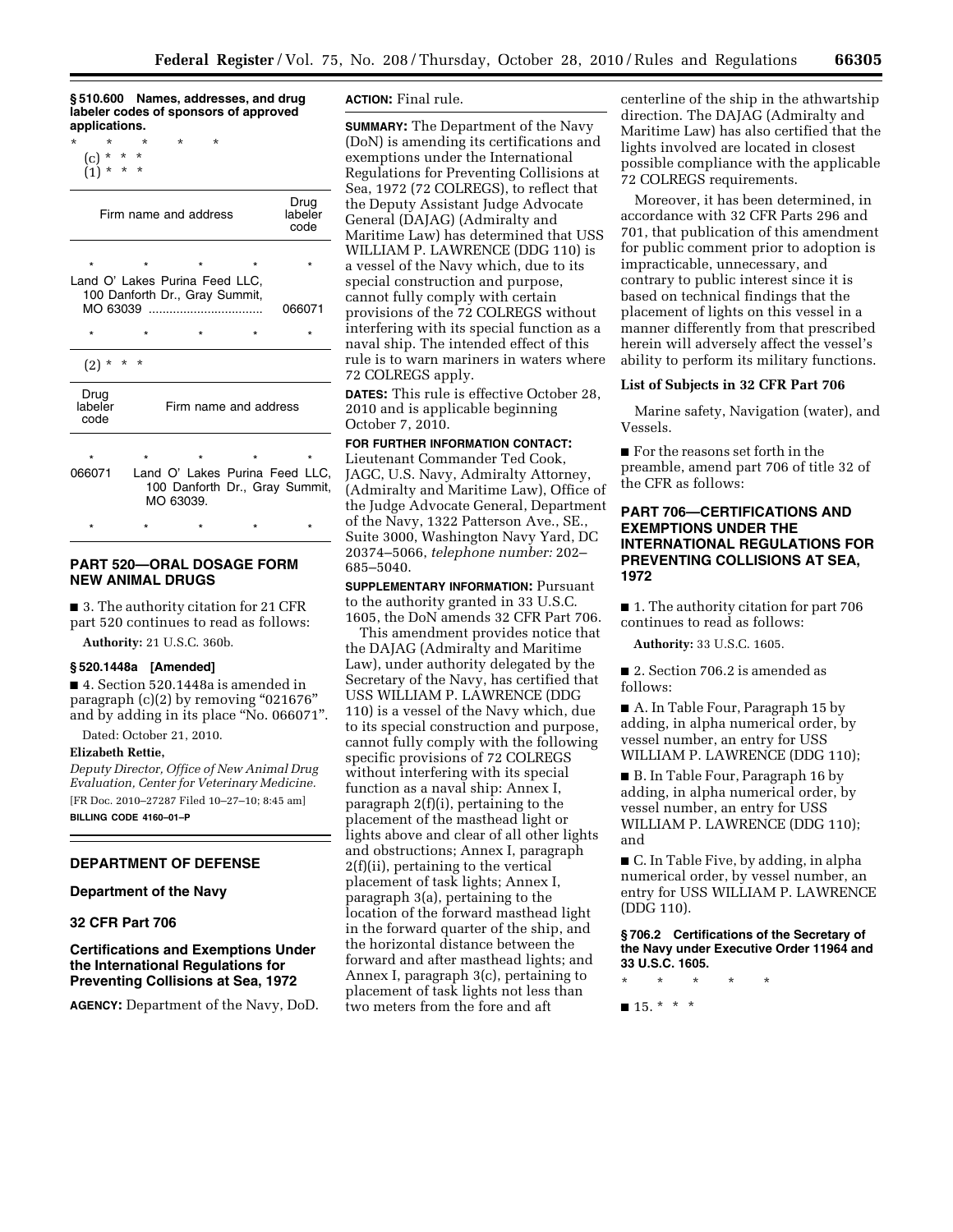**§ 510.600 Names, addresses, and drug labeler codes of sponsors of approved applications.**

\* \* \* \* \*

(c) \* \* \*

(1) \* \* \*

| Firm name and address | Drug labeler code |
|---|---|
| \* \* \* \* | \* |
| Land O' Lakes Purina Feed LLC, 100 Danforth Dr., Gray Summit, MO 63039 | 066071 |
| \* \* \* \* | \* |

(2) \* \* \*

| Drug labeler code | Firm name and address |
|---|---|
| \* | \* \* \* \* |
| 066071 | Land O' Lakes Purina Feed LLC, 100 Danforth Dr., Gray Summit, MO 63039. |
| \* | \* \* \* \* |

## PART 520—ORAL DOSAGE FORM NEW ANIMAL DRUGS

■ 3. The authority citation for 21 CFR part 520 continues to read as follows:

**Authority:** 21 U.S.C. 360b.

**§ 520.1448a [Amended]**

■ 4. Section 520.1448a is amended in paragraph (c)(2) by removing "021676" and by adding in its place "No. 066071".

Dated: October 21, 2010.

**Elizabeth Rettie,**

*Deputy Director, Office of New Animal Drug Evaluation, Center for Veterinary Medicine.*

[FR Doc. 2010–27287 Filed 10–27–10; 8:45 am]

**BILLING CODE 4160–01–P**

---

## DEPARTMENT OF DEFENSE

### Department of the Navy

### 32 CFR Part 706

### Certifications and Exemptions Under the International Regulations for Preventing Collisions at Sea, 1972

**AGENCY:** Department of the Navy, DoD.

**ACTION:** Final rule.

**SUMMARY:** The Department of the Navy (DoN) is amending its certifications and exemptions under the International Regulations for Preventing Collisions at Sea, 1972 (72 COLREGS), to reflect that the Deputy Assistant Judge Advocate General (DAJAG) (Admiralty and Maritime Law) has determined that USS WILLIAM P. LAWRENCE (DDG 110) is a vessel of the Navy which, due to its special construction and purpose, cannot fully comply with certain provisions of the 72 COLREGS without interfering with its special function as a naval ship. The intended effect of this rule is to warn mariners in waters where 72 COLREGS apply.

**DATES:** This rule is effective October 28, 2010 and is applicable beginning October 7, 2010.

**FOR FURTHER INFORMATION CONTACT:** Lieutenant Commander Ted Cook, JAGC, U.S. Navy, Admiralty Attorney, (Admiralty and Maritime Law), Office of the Judge Advocate General, Department of the Navy, 1322 Patterson Ave., SE., Suite 3000, Washington Navy Yard, DC 20374–5066, *telephone number:* 202–685–5040.

**SUPPLEMENTARY INFORMATION:** Pursuant to the authority granted in 33 U.S.C. 1605, the DoN amends 32 CFR Part 706.

This amendment provides notice that the DAJAG (Admiralty and Maritime Law), under authority delegated by the Secretary of the Navy, has certified that USS WILLIAM P. LAWRENCE (DDG 110) is a vessel of the Navy which, due to its special construction and purpose, cannot fully comply with the following specific provisions of 72 COLREGS without interfering with its special function as a naval ship: Annex I, paragraph 2(f)(i), pertaining to the placement of the masthead light or lights above and clear of all other lights and obstructions; Annex I, paragraph 2(f)(ii), pertaining to the vertical placement of task lights; Annex I, paragraph 3(a), pertaining to the location of the forward masthead light in the forward quarter of the ship, and the horizontal distance between the forward and after masthead lights; and Annex I, paragraph 3(c), pertaining to placement of task lights not less than two meters from the fore and aft centerline of the ship in the athwartship direction. The DAJAG (Admiralty and Maritime Law) has also certified that the lights involved are located in closest possible compliance with the applicable 72 COLREGS requirements.

Moreover, it has been determined, in accordance with 32 CFR Parts 296 and 701, that publication of this amendment for public comment prior to adoption is impracticable, unnecessary, and contrary to public interest since it is based on technical findings that the placement of lights on this vessel in a manner differently from that prescribed herein will adversely affect the vessel's ability to perform its military functions.

**List of Subjects in 32 CFR Part 706**

Marine safety, Navigation (water), and Vessels.

■ For the reasons set forth in the preamble, amend part 706 of title 32 of the CFR as follows:

## PART 706—CERTIFICATIONS AND EXEMPTIONS UNDER THE INTERNATIONAL REGULATIONS FOR PREVENTING COLLISIONS AT SEA, 1972

■ 1. The authority citation for part 706 continues to read as follows:

**Authority:** 33 U.S.C. 1605.

■ 2. Section 706.2 is amended as follows:

■ A. In Table Four, Paragraph 15 by adding, in alpha numerical order, by vessel number, an entry for USS WILLIAM P. LAWRENCE (DDG 110);

■ B. In Table Four, Paragraph 16 by adding, in alpha numerical order, by vessel number, an entry for USS WILLIAM P. LAWRENCE (DDG 110); and

■ C. In Table Five, by adding, in alpha numerical order, by vessel number, an entry for USS WILLIAM P. LAWRENCE (DDG 110).

**§ 706.2 Certifications of the Secretary of the Navy under Executive Order 11964 and 33 U.S.C. 1605.**

\* \* \* \* \*

■ 15. \* \* \*